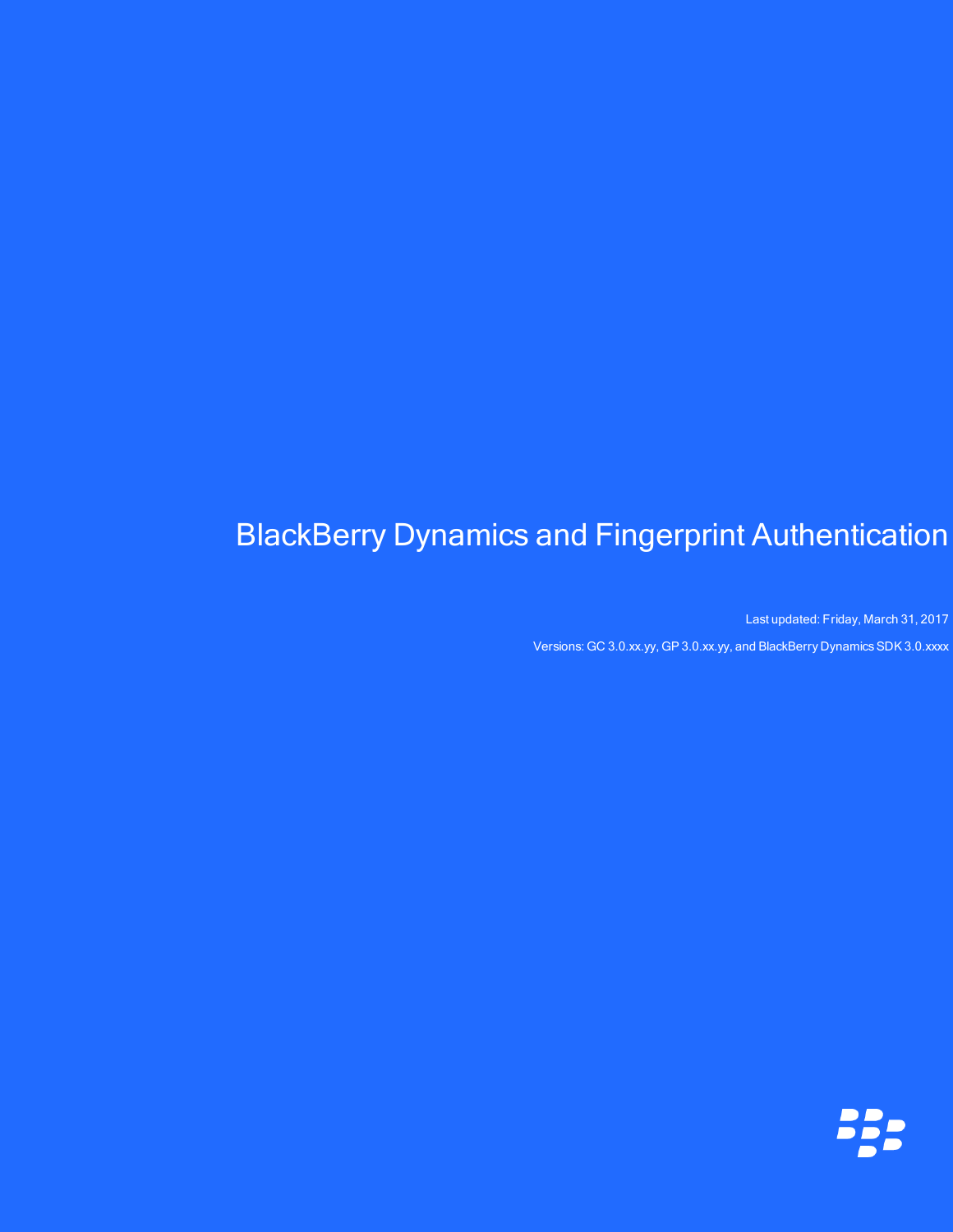# BlackBerry Dynamics and Fingerprint Authentication

Last updated: Friday, March 31, 2017

Versions: GC 3.0.xx.yy, GP 3.0.xx.yy, and BlackBerry Dynamics SDK 3.0.xxxx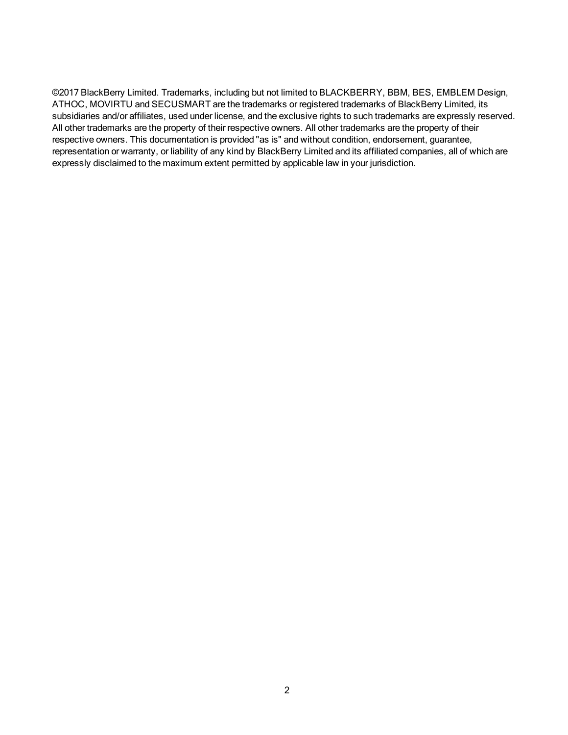©2017 BlackBerry Limited. Trademarks, including but not limited to BLACKBERRY, BBM, BES, EMBLEM Design, ATHOC, MOVIRTU and SECUSMART are the trademarks or registered trademarks of BlackBerry Limited, its subsidiaries and/or affiliates, used under license, and the exclusive rights to such trademarks are expressly reserved. All other trademarks are the property of their respective owners. All other trademarks are the property of their respective owners. This documentation is provided "as is" and without condition, endorsement, guarantee, representation or warranty, or liability of any kind by BlackBerry Limited and its affiliated companies, all of which are expressly disclaimed to the maximum extent permitted by applicable law in your jurisdiction.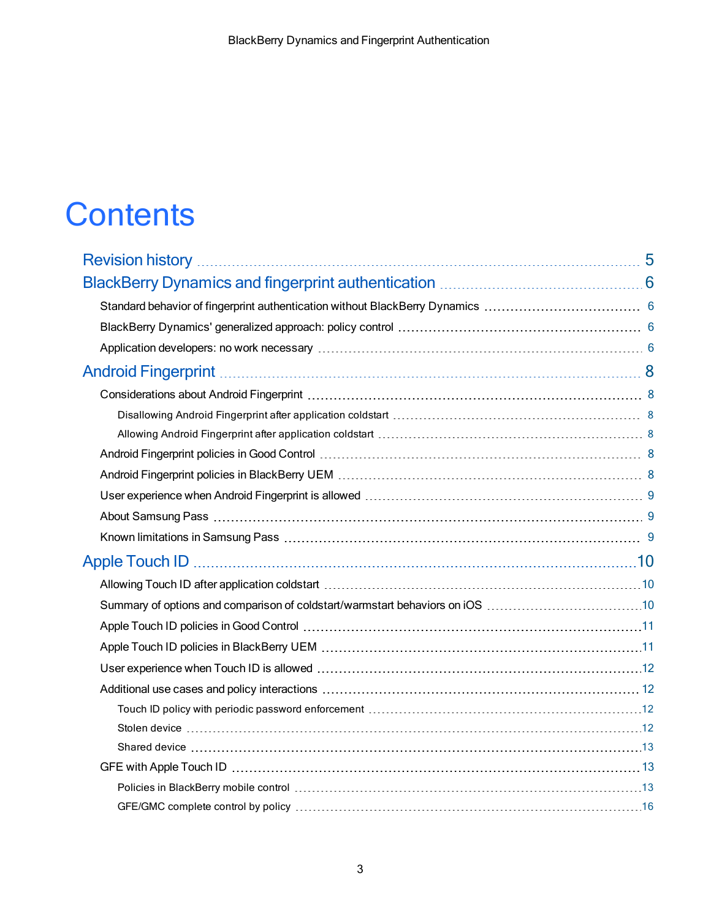# Contents

- Revision history 5
- BlackBerry Dynamics and fingerprint authentication 6
  - Standard behavior of fingerprint authentication without BlackBerry Dynamics 6
  - BlackBerry Dynamics' generalized approach: policy control 6
  - Application developers: no work necessary 6
- Android Fingerprint 8
  - Considerations about Android Fingerprint 8
    - Disallowing Android Fingerprint after application coldstart 8
    - Allowing Android Fingerprint after application coldstart 8
  - Android Fingerprint policies in Good Control 8
  - Android Fingerprint policies in BlackBerry UEM 8
  - User experience when Android Fingerprint is allowed 9
  - About Samsung Pass 9
  - Known limitations in Samsung Pass 9
- Apple Touch ID 10
  - Allowing Touch ID after application coldstart 10
  - Summary of options and comparison of coldstart/warmstart behaviors on iOS 10
  - Apple Touch ID policies in Good Control 11
  - Apple Touch ID policies in BlackBerry UEM 11
  - User experience when Touch ID is allowed 12
  - Additional use cases and policy interactions 12
    - Touch ID policy with periodic password enforcement 12
    - Stolen device 12
    - Shared device 13
  - GFE with Apple Touch ID 13
    - Policies in BlackBerry mobile control 13
    - GFE/GMC complete control by policy 16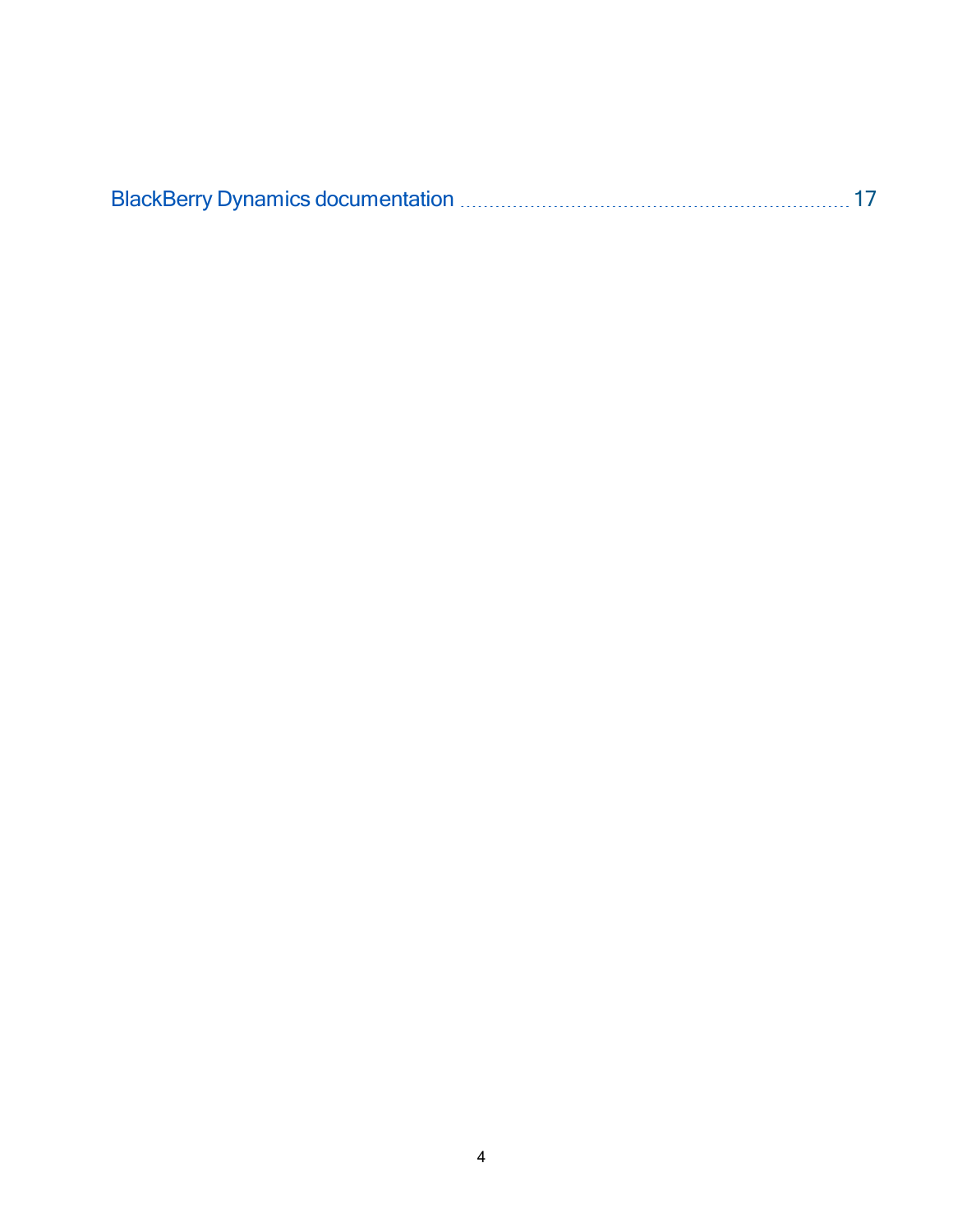BlackBerry Dynamics documentation ........................................................................ 17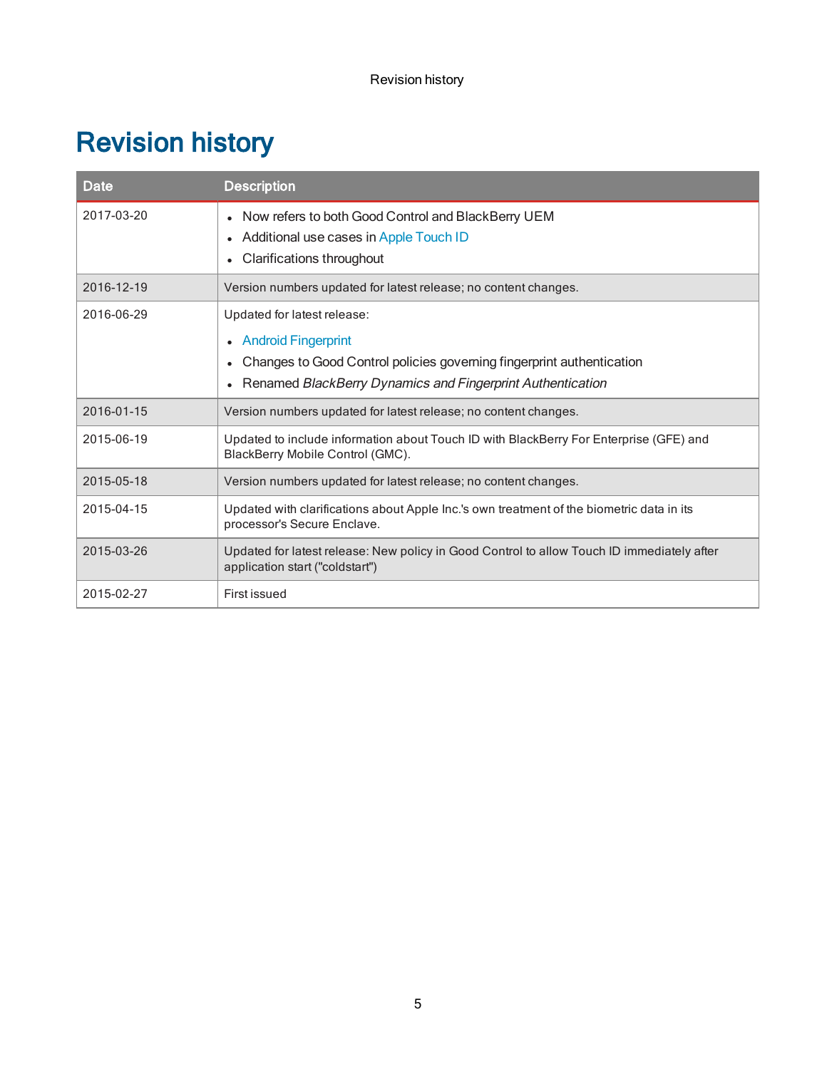# Revision history

| Date | Description |
|---|---|
| 2017-03-20 | • Now refers to both Good Control and BlackBerry UEM<br>• Additional use cases in Apple Touch ID<br>• Clarifications throughout |
| 2016-12-19 | Version numbers updated for latest release; no content changes. |
| 2016-06-29 | Updated for latest release:<br>• Android Fingerprint<br>• Changes to Good Control policies governing fingerprint authentication<br>• Renamed *BlackBerry Dynamics and Fingerprint Authentication* |
| 2016-01-15 | Version numbers updated for latest release; no content changes. |
| 2015-06-19 | Updated to include information about Touch ID with BlackBerry For Enterprise (GFE) and BlackBerry Mobile Control (GMC). |
| 2015-05-18 | Version numbers updated for latest release; no content changes. |
| 2015-04-15 | Updated with clarifications about Apple Inc.'s own treatment of the biometric data in its processor's Secure Enclave. |
| 2015-03-26 | Updated for latest release: New policy in Good Control to allow Touch ID immediately after application start ("coldstart") |
| 2015-02-27 | First issued |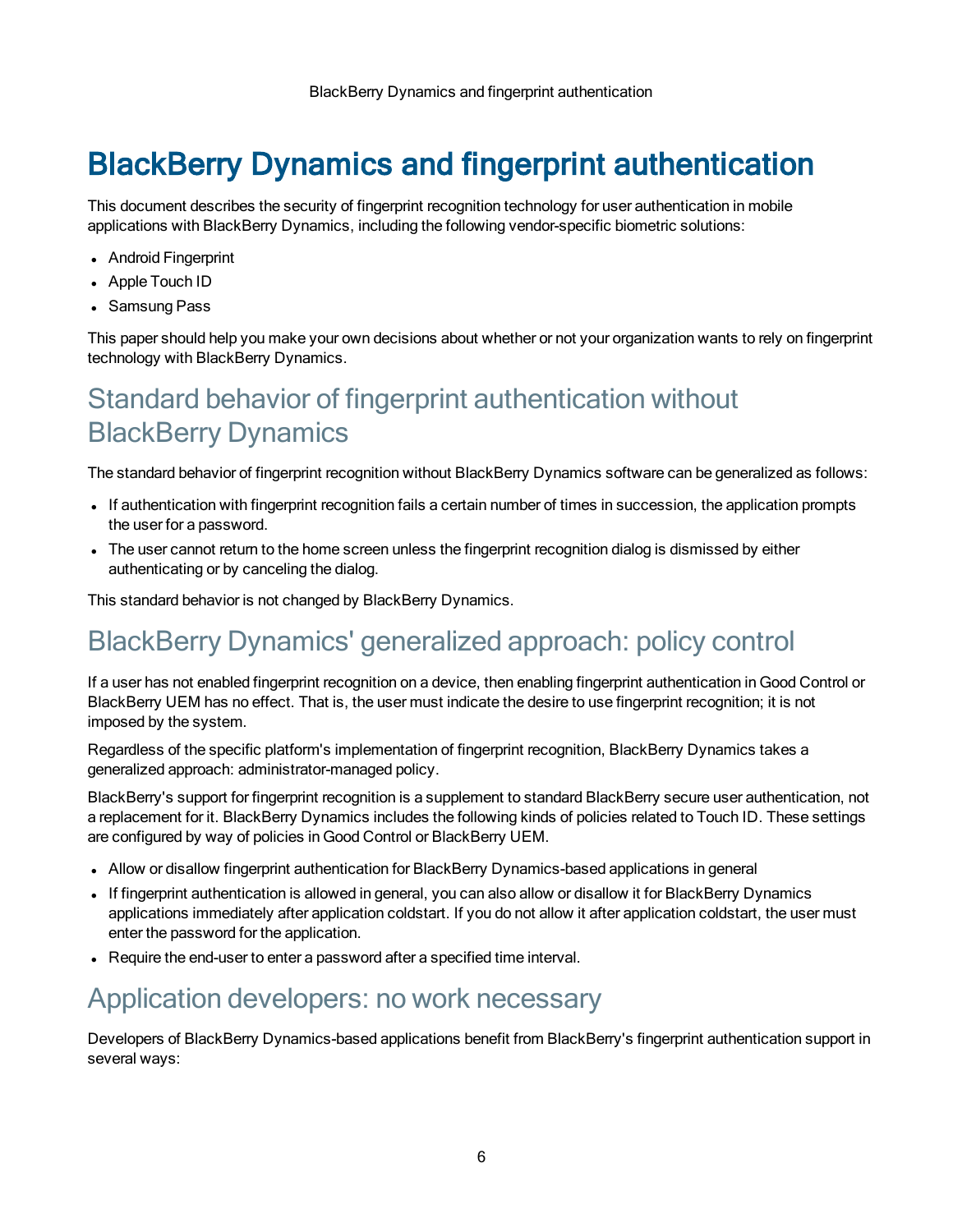# BlackBerry Dynamics and fingerprint authentication

This document describes the security of fingerprint recognition technology for user authentication in mobile applications with BlackBerry Dynamics, including the following vendor-specific biometric solutions:

- Android Fingerprint
- Apple Touch ID
- Samsung Pass

This paper should help you make your own decisions about whether or not your organization wants to rely on fingerprint technology with BlackBerry Dynamics.

## Standard behavior of fingerprint authentication without BlackBerry Dynamics

The standard behavior of fingerprint recognition without BlackBerry Dynamics software can be generalized as follows:

- If authentication with fingerprint recognition fails a certain number of times in succession, the application prompts the user for a password.
- The user cannot return to the home screen unless the fingerprint recognition dialog is dismissed by either authenticating or by canceling the dialog.

This standard behavior is not changed by BlackBerry Dynamics.

## BlackBerry Dynamics' generalized approach: policy control

If a user has not enabled fingerprint recognition on a device, then enabling fingerprint authentication in Good Control or BlackBerry UEM has no effect. That is, the user must indicate the desire to use fingerprint recognition; it is not imposed by the system.

Regardless of the specific platform's implementation of fingerprint recognition, BlackBerry Dynamics takes a generalized approach: administrator-managed policy.

BlackBerry's support for fingerprint recognition is a supplement to standard BlackBerry secure user authentication, not a replacement for it. BlackBerry Dynamics includes the following kinds of policies related to Touch ID. These settings are configured by way of policies in Good Control or BlackBerry UEM.

- Allow or disallow fingerprint authentication for BlackBerry Dynamics-based applications in general
- If fingerprint authentication is allowed in general, you can also allow or disallow it for BlackBerry Dynamics applications immediately after application coldstart. If you do not allow it after application coldstart, the user must enter the password for the application.
- Require the end-user to enter a password after a specified time interval.

## Application developers: no work necessary

Developers of BlackBerry Dynamics-based applications benefit from BlackBerry's fingerprint authentication support in several ways: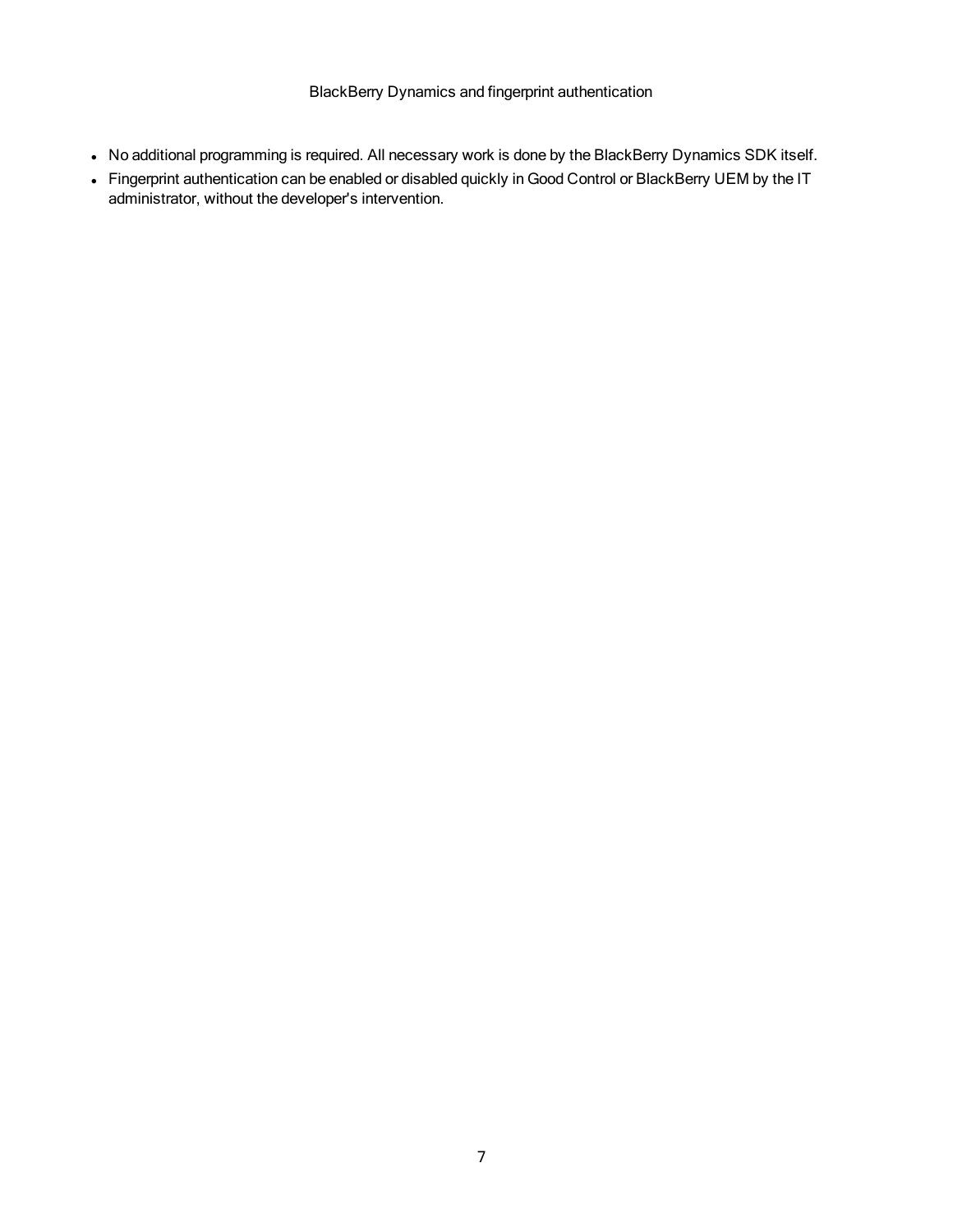- No additional programming is required. All necessary work is done by the BlackBerry Dynamics SDK itself.
- Fingerprint authentication can be enabled or disabled quickly in Good Control or BlackBerry UEM by the IT administrator, without the developer's intervention.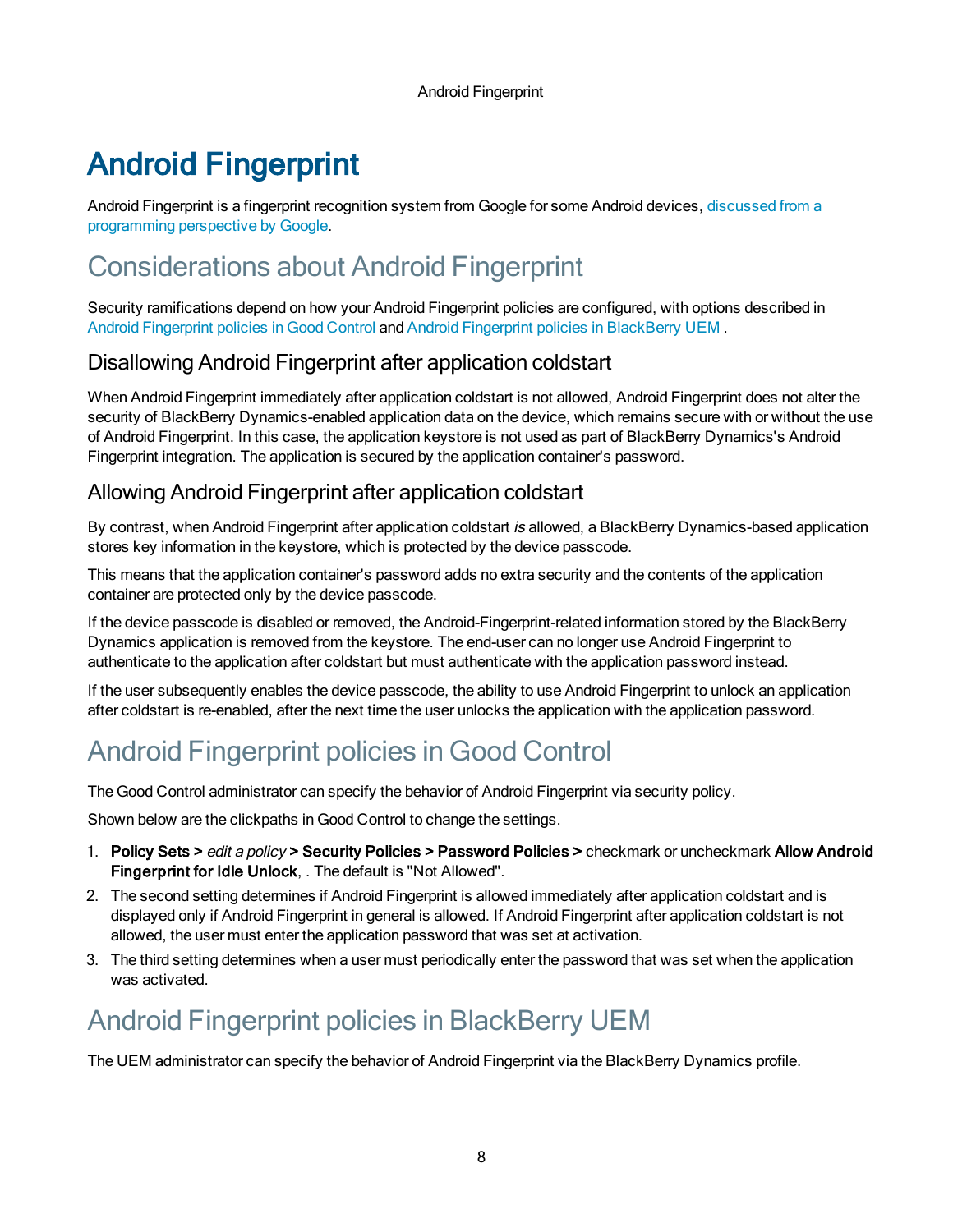# Android Fingerprint

Android Fingerprint is a fingerprint recognition system from Google for some Android devices, discussed from a programming perspective by Google.

## Considerations about Android Fingerprint

Security ramifications depend on how your Android Fingerprint policies are configured, with options described in Android Fingerprint policies in Good Control and Android Fingerprint policies in BlackBerry UEM .

### Disallowing Android Fingerprint after application coldstart

When Android Fingerprint immediately after application coldstart is not allowed, Android Fingerprint does not alter the security of BlackBerry Dynamics-enabled application data on the device, which remains secure with or without the use of Android Fingerprint. In this case, the application keystore is not used as part of BlackBerry Dynamics's Android Fingerprint integration. The application is secured by the application container's password.

### Allowing Android Fingerprint after application coldstart

By contrast, when Android Fingerprint after application coldstart *is* allowed, a BlackBerry Dynamics-based application stores key information in the keystore, which is protected by the device passcode.

This means that the application container's password adds no extra security and the contents of the application container are protected only by the device passcode.

If the device passcode is disabled or removed, the Android-Fingerprint-related information stored by the BlackBerry Dynamics application is removed from the keystore. The end-user can no longer use Android Fingerprint to authenticate to the application after coldstart but must authenticate with the application password instead.

If the user subsequently enables the device passcode, the ability to use Android Fingerprint to unlock an application after coldstart is re-enabled, after the next time the user unlocks the application with the application password.

## Android Fingerprint policies in Good Control

The Good Control administrator can specify the behavior of Android Fingerprint via security policy.

Shown below are the clickpaths in Good Control to change the settings.

1. **Policy Sets >** *edit a policy* **> Security Policies > Password Policies >** checkmark or uncheckmark **Allow Android Fingerprint for Idle Unlock**, . The default is "Not Allowed".
2. The second setting determines if Android Fingerprint is allowed immediately after application coldstart and is displayed only if Android Fingerprint in general is allowed. If Android Fingerprint after application coldstart is not allowed, the user must enter the application password that was set at activation.
3. The third setting determines when a user must periodically enter the password that was set when the application was activated.

## Android Fingerprint policies in BlackBerry UEM

The UEM administrator can specify the behavior of Android Fingerprint via the BlackBerry Dynamics profile.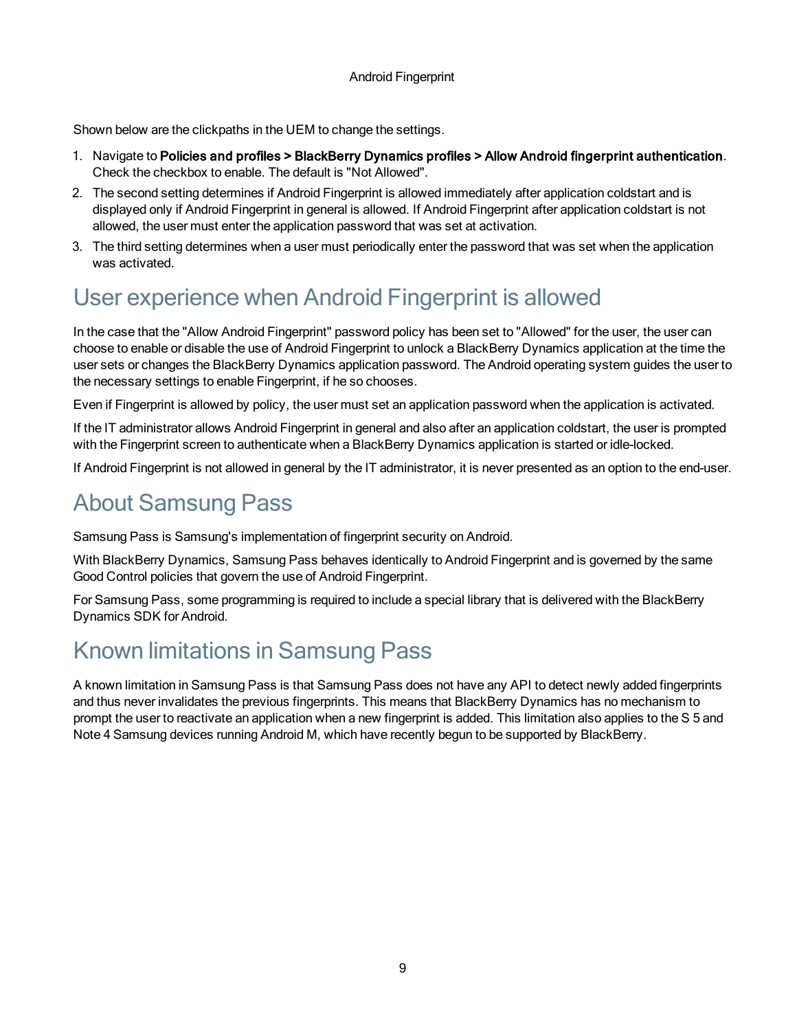Shown below are the clickpaths in the UEM to change the settings.

1. Navigate to **Policies and profiles > BlackBerry Dynamics profiles > Allow Android fingerprint authentication**. Check the checkbox to enable. The default is "Not Allowed".
2. The second setting determines if Android Fingerprint is allowed immediately after application coldstart and is displayed only if Android Fingerprint in general is allowed. If Android Fingerprint after application coldstart is not allowed, the user must enter the application password that was set at activation.
3. The third setting determines when a user must periodically enter the password that was set when the application was activated.

# User experience when Android Fingerprint is allowed

In the case that the "Allow Android Fingerprint" password policy has been set to "Allowed" for the user, the user can choose to enable or disable the use of Android Fingerprint to unlock a BlackBerry Dynamics application at the time the user sets or changes the BlackBerry Dynamics application password. The Android operating system guides the user to the necessary settings to enable Fingerprint, if he so chooses.

Even if Fingerprint is allowed by policy, the user must set an application password when the application is activated.

If the IT administrator allows Android Fingerprint in general and also after an application coldstart, the user is prompted with the Fingerprint screen to authenticate when a BlackBerry Dynamics application is started or idle-locked.

If Android Fingerprint is not allowed in general by the IT administrator, it is never presented as an option to the end-user.

# About Samsung Pass

Samsung Pass is Samsung's implementation of fingerprint security on Android.

With BlackBerry Dynamics, Samsung Pass behaves identically to Android Fingerprint and is governed by the same Good Control policies that govern the use of Android Fingerprint.

For Samsung Pass, some programming is required to include a special library that is delivered with the BlackBerry Dynamics SDK for Android.

# Known limitations in Samsung Pass

A known limitation in Samsung Pass is that Samsung Pass does not have any API to detect newly added fingerprints and thus never invalidates the previous fingerprints. This means that BlackBerry Dynamics has no mechanism to prompt the user to reactivate an application when a new fingerprint is added. This limitation also applies to the S 5 and Note 4 Samsung devices running Android M, which have recently begun to be supported by BlackBerry.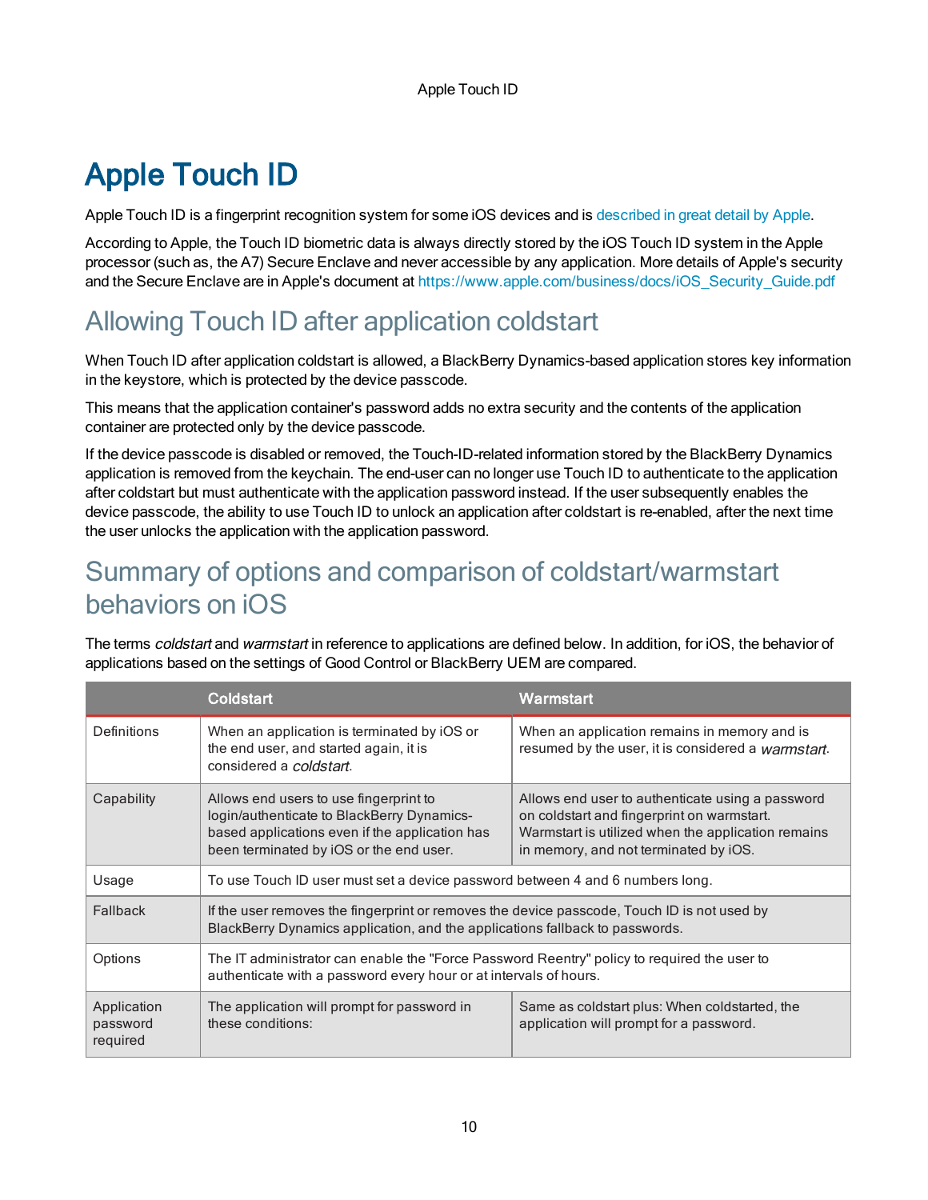# Apple Touch ID

Apple Touch ID is a fingerprint recognition system for some iOS devices and is described in great detail by Apple.

According to Apple, the Touch ID biometric data is always directly stored by the iOS Touch ID system in the Apple processor (such as, the A7) Secure Enclave and never accessible by any application. More details of Apple's security and the Secure Enclave are in Apple's document at https://www.apple.com/business/docs/iOS_Security_Guide.pdf

## Allowing Touch ID after application coldstart

When Touch ID after application coldstart is allowed, a BlackBerry Dynamics-based application stores key information in the keystore, which is protected by the device passcode.

This means that the application container's password adds no extra security and the contents of the application container are protected only by the device passcode.

If the device passcode is disabled or removed, the Touch-ID-related information stored by the BlackBerry Dynamics application is removed from the keychain. The end-user can no longer use Touch ID to authenticate to the application after coldstart but must authenticate with the application password instead. If the user subsequently enables the device passcode, the ability to use Touch ID to unlock an application after coldstart is re-enabled, after the next time the user unlocks the application with the application password.

## Summary of options and comparison of coldstart/warmstart behaviors on iOS

The terms *coldstart* and *warmstart* in reference to applications are defined below. In addition, for iOS, the behavior of applications based on the settings of Good Control or BlackBerry UEM are compared.

| | Coldstart | Warmstart |
|---|---|---|
| Definitions | When an application is terminated by iOS or the end user, and started again, it is considered a *coldstart*. | When an application remains in memory and is resumed by the user, it is considered a *warmstart*. |
| Capability | Allows end users to use fingerprint to login/authenticate to BlackBerry Dynamics-based applications even if the application has been terminated by iOS or the end user. | Allows end user to authenticate using a password on coldstart and fingerprint on warmstart. Warmstart is utilized when the application remains in memory, and not terminated by iOS. |
| Usage | To use Touch ID user must set a device password between 4 and 6 numbers long. | |
| Fallback | If the user removes the fingerprint or removes the device passcode, Touch ID is not used by BlackBerry Dynamics application, and the applications fallback to passwords. | |
| Options | The IT administrator can enable the "Force Password Reentry" policy to required the user to authenticate with a password every hour or at intervals of hours. | |
| Application password required | The application will prompt for password in these conditions: | Same as coldstart plus: When coldstarted, the application will prompt for a password. |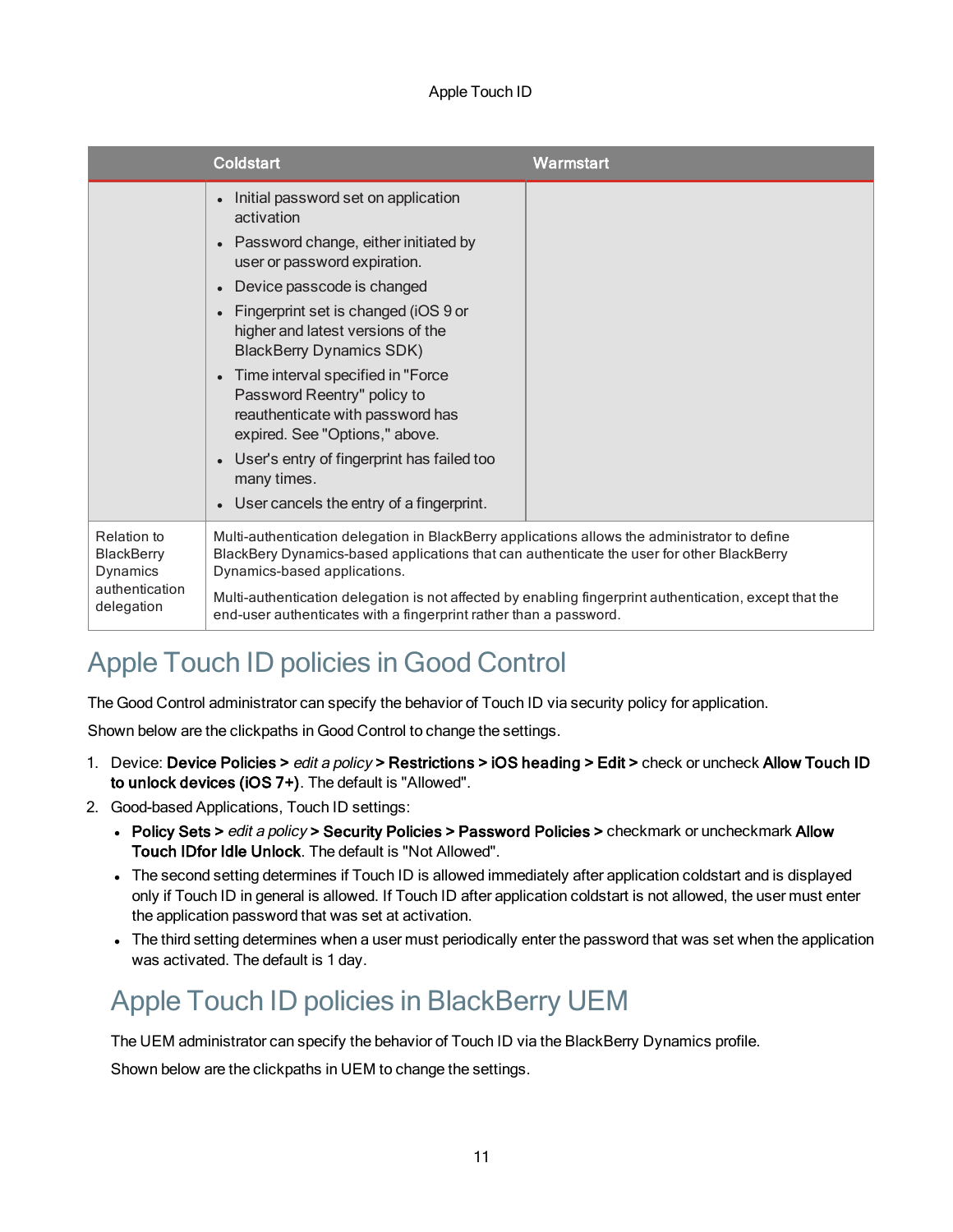| | Coldstart | Warmstart |
|---|---|---|
| | • Initial password set on application activation<br>• Password change, either initiated by user or password expiration.<br>• Device passcode is changed<br>• Fingerprint set is changed (iOS 9 or higher and latest versions of the BlackBerry Dynamics SDK)<br>• Time interval specified in "Force Password Reentry" policy to reauthenticate with password has expired. See "Options," above.<br>• User's entry of fingerprint has failed too many times.<br>• User cancels the entry of a fingerprint. | |
| Relation to BlackBerry Dynamics authentication delegation | Multi-authentication delegation in BlackBerry applications allows the administrator to define BlackBerry Dynamics-based applications that can authenticate the user for other BlackBerry Dynamics-based applications.<br><br>Multi-authentication delegation is not affected by enabling fingerprint authentication, except that the end-user authenticates with a fingerprint rather than a password. | |

## Apple Touch ID policies in Good Control

The Good Control administrator can specify the behavior of Touch ID via security policy for application.

Shown below are the clickpaths in Good Control to change the settings.

1. Device: **Device Policies >** *edit a policy* **> Restrictions > iOS heading > Edit >** check or uncheck **Allow Touch ID to unlock devices (iOS 7+)**. The default is "Allowed".
2. Good-based Applications, Touch ID settings:
   - **Policy Sets >** *edit a policy* **> Security Policies > Password Policies >** checkmark or uncheckmark **Allow Touch IDfor Idle Unlock**. The default is "Not Allowed".
   - The second setting determines if Touch ID is allowed immediately after application coldstart and is displayed only if Touch ID in general is allowed. If Touch ID after application coldstart is not allowed, the user must enter the application password that was set at activation.
   - The third setting determines when a user must periodically enter the password that was set when the application was activated. The default is 1 day.

## Apple Touch ID policies in BlackBerry UEM

The UEM administrator can specify the behavior of Touch ID via the BlackBerry Dynamics profile.

Shown below are the clickpaths in UEM to change the settings.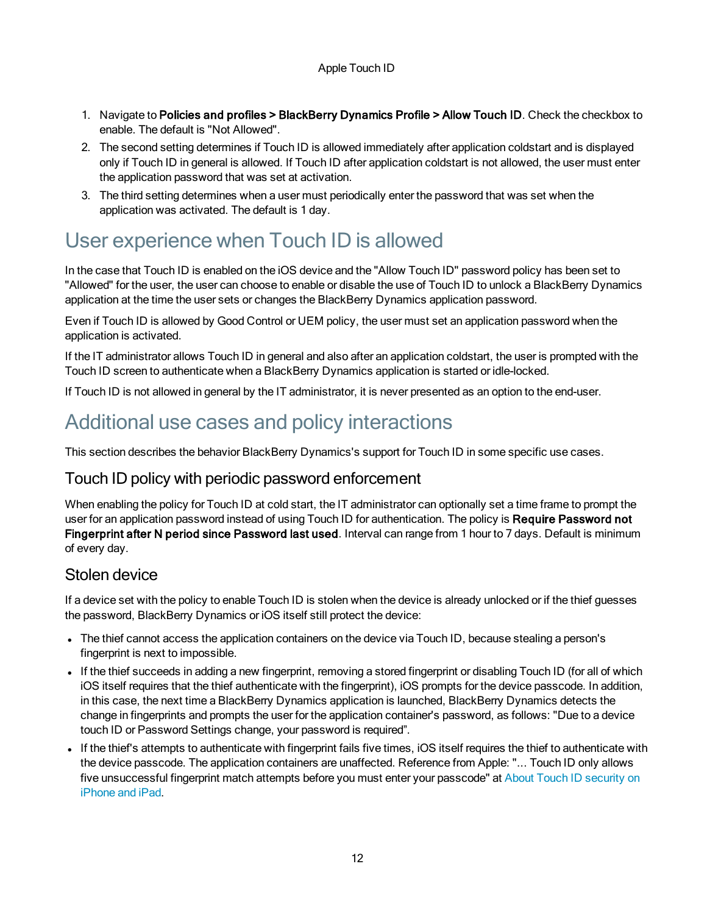1. Navigate to **Policies and profiles > BlackBerry Dynamics Profile > Allow Touch ID**. Check the checkbox to enable. The default is "Not Allowed".
2. The second setting determines if Touch ID is allowed immediately after application coldstart and is displayed only if Touch ID in general is allowed. If Touch ID after application coldstart is not allowed, the user must enter the application password that was set at activation.
3. The third setting determines when a user must periodically enter the password that was set when the application was activated. The default is 1 day.

# User experience when Touch ID is allowed

In the case that Touch ID is enabled on the iOS device and the "Allow Touch ID" password policy has been set to "Allowed" for the user, the user can choose to enable or disable the use of Touch ID to unlock a BlackBerry Dynamics application at the time the user sets or changes the BlackBerry Dynamics application password.

Even if Touch ID is allowed by Good Control or UEM policy, the user must set an application password when the application is activated.

If the IT administrator allows Touch ID in general and also after an application coldstart, the user is prompted with the Touch ID screen to authenticate when a BlackBerry Dynamics application is started or idle-locked.

If Touch ID is not allowed in general by the IT administrator, it is never presented as an option to the end-user.

# Additional use cases and policy interactions

This section describes the behavior BlackBerry Dynamics's support for Touch ID in some specific use cases.

## Touch ID policy with periodic password enforcement

When enabling the policy for Touch ID at cold start, the IT administrator can optionally set a time frame to prompt the user for an application password instead of using Touch ID for authentication. The policy is **Require Password not Fingerprint after N period since Password last used**. Interval can range from 1 hour to 7 days. Default is minimum of every day.

## Stolen device

If a device set with the policy to enable Touch ID is stolen when the device is already unlocked or if the thief guesses the password, BlackBerry Dynamics or iOS itself still protect the device:

- The thief cannot access the application containers on the device via Touch ID, because stealing a person's fingerprint is next to impossible.
- If the thief succeeds in adding a new fingerprint, removing a stored fingerprint or disabling Touch ID (for all of which iOS itself requires that the thief authenticate with the fingerprint), iOS prompts for the device passcode. In addition, in this case, the next time a BlackBerry Dynamics application is launched, BlackBerry Dynamics detects the change in fingerprints and prompts the user for the application container's password, as follows: "Due to a device touch ID or Password Settings change, your password is required".
- If the thief's attempts to authenticate with fingerprint fails five times, iOS itself requires the thief to authenticate with the device passcode. The application containers are unaffected. Reference from Apple: "... Touch ID only allows five unsuccessful fingerprint match attempts before you must enter your passcode" at About Touch ID security on iPhone and iPad.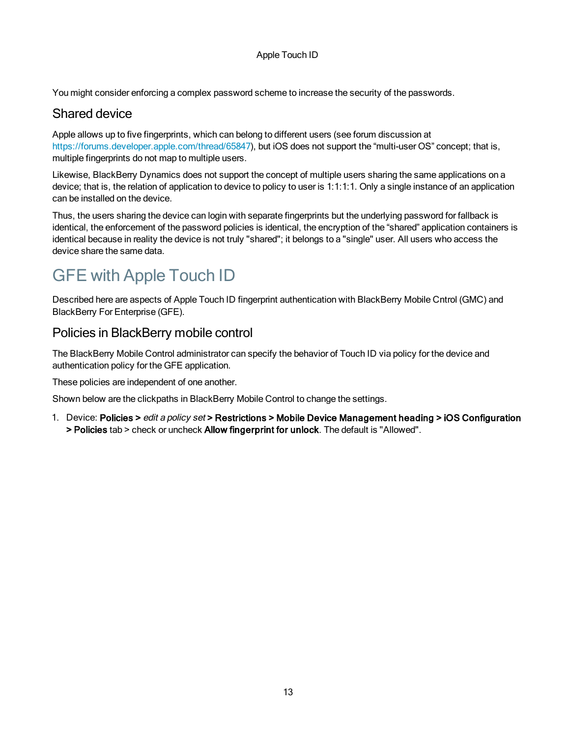You might consider enforcing a complex password scheme to increase the security of the passwords.

## Shared device

Apple allows up to five fingerprints, which can belong to different users (see forum discussion at https://forums.developer.apple.com/thread/65847), but iOS does not support the “multi-user OS” concept; that is, multiple fingerprints do not map to multiple users.

Likewise, BlackBerry Dynamics does not support the concept of multiple users sharing the same applications on a device; that is, the relation of application to device to policy to user is 1:1:1:1. Only a single instance of an application can be installed on the device.

Thus, the users sharing the device can login with separate fingerprints but the underlying password for fallback is identical, the enforcement of the password policies is identical, the encryption of the “shared” application containers is identical because in reality the device is not truly "shared"; it belongs to a "single" user. All users who access the device share the same data.

# GFE with Apple Touch ID

Described here are aspects of Apple Touch ID fingerprint authentication with BlackBerry Mobile Cntrol (GMC) and BlackBerry For Enterprise (GFE).

## Policies in BlackBerry mobile control

The BlackBerry Mobile Control administrator can specify the behavior of Touch ID via policy for the device and authentication policy for the GFE application.

These policies are independent of one another.

Shown below are the clickpaths in BlackBerry Mobile Control to change the settings.

1. Device: **Policies >** *edit a policy set* **> Restrictions > Mobile Device Management heading > iOS Configuration > Policies** tab > check or uncheck **Allow fingerprint for unlock**. The default is "Allowed".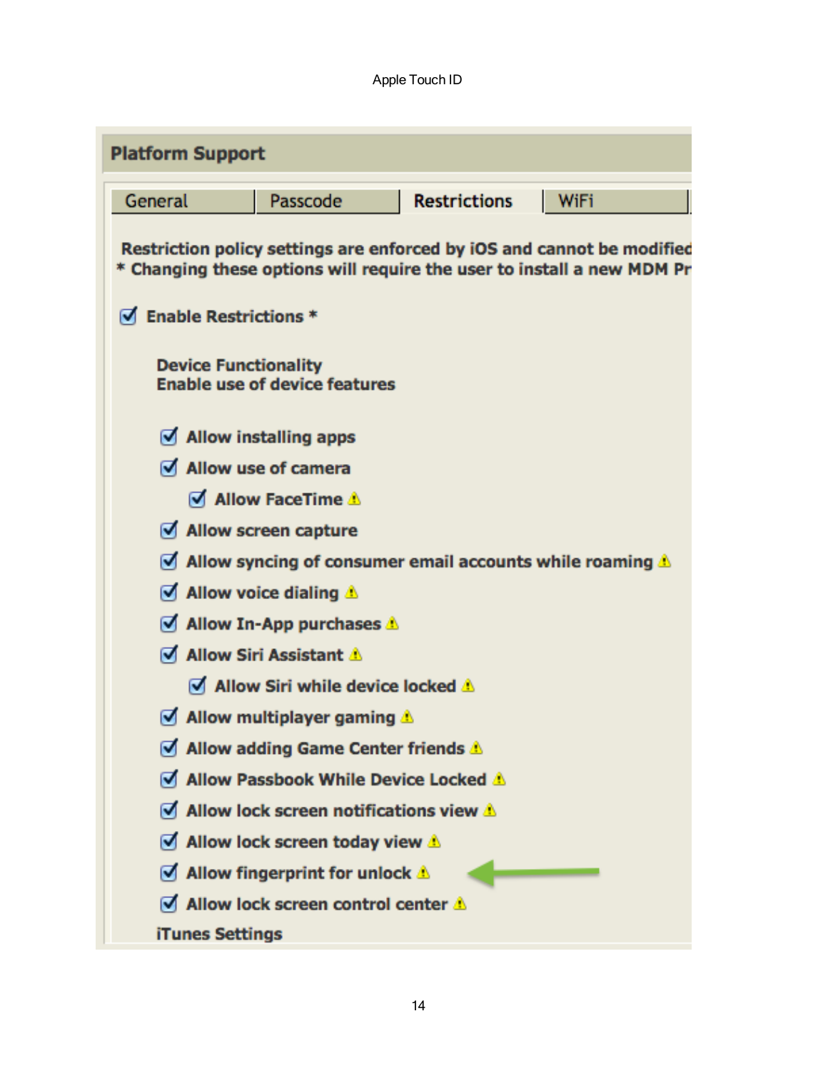Apple Touch ID

**Platform Support**

General | Passcode | **Restrictions** | WiFi

Restriction policy settings are enforced by iOS and cannot be modified
* Changing these options will require the user to install a new MDM Pr

- [x] Enable Restrictions *

**Device Functionality**
**Enable use of device features**

- [x] Allow installing apps
- [x] Allow use of camera
  - [x] Allow FaceTime ⚠
- [x] Allow screen capture
- [x] Allow syncing of consumer email accounts while roaming ⚠
- [x] Allow voice dialing ⚠
- [x] Allow In-App purchases ⚠
- [x] Allow Siri Assistant ⚠
  - [x] Allow Siri while device locked ⚠
- [x] Allow multiplayer gaming ⚠
- [x] Allow adding Game Center friends ⚠
- [x] Allow Passbook While Device Locked ⚠
- [x] Allow lock screen notifications view ⚠
- [x] Allow lock screen today view ⚠
- [x] Allow fingerprint for unlock ⚠
- [x] Allow lock screen control center ⚠

**iTunes Settings**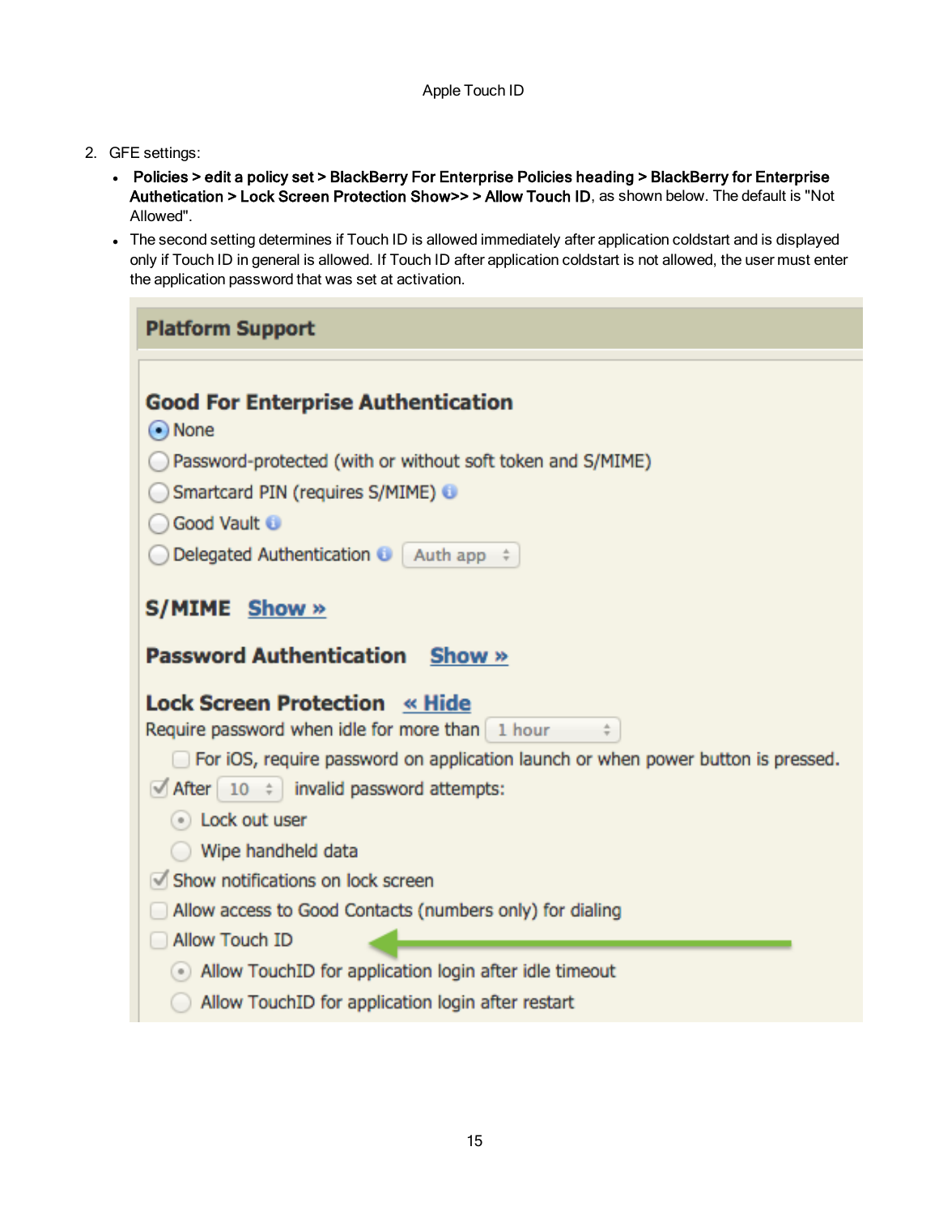2. GFE settings:
   - **Policies > edit a policy set > BlackBerry For Enterprise Policies heading > BlackBerry for Enterprise Authetication > Lock Screen Protection Show>> > Allow Touch ID**, as shown below. The default is "Not Allowed".
   - The second setting determines if Touch ID is allowed immediately after application coldstart and is displayed only if Touch ID in general is allowed. If Touch ID after application coldstart is not allowed, the user must enter the application password that was set at activation.

**Platform Support**

**Good For Enterprise Authentication**

- (•) None
- ( ) Password-protected (with or without soft token and S/MIME)
- ( ) Smartcard PIN (requires S/MIME)
- ( ) Good Vault
- ( ) Delegated Authentication [Auth app]

**S/MIME** Show »

**Password Authentication** Show »

**Lock Screen Protection** « Hide

Require password when idle for more than [1 hour]

- [ ] For iOS, require password on application launch or when power button is pressed.
- [x] After [10] invalid password attempts:
  - (•) Lock out user
  - ( ) Wipe handheld data
- [x] Show notifications on lock screen
- [ ] Allow access to Good Contacts (numbers only) for dialing
- [ ] Allow Touch ID
  - (•) Allow TouchID for application login after idle timeout
  - ( ) Allow TouchID for application login after restart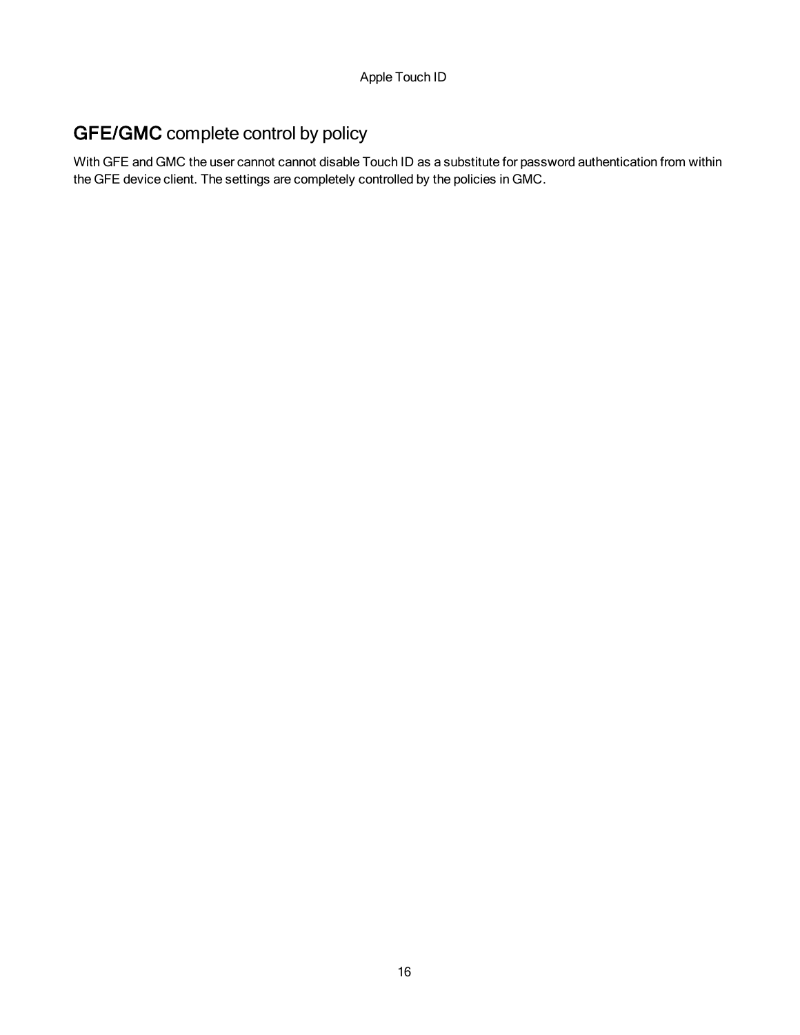## **GFE/GMC** complete control by policy

With GFE and GMC the user cannot cannot disable Touch ID as a substitute for password authentication from within the GFE device client. The settings are completely controlled by the policies in GMC.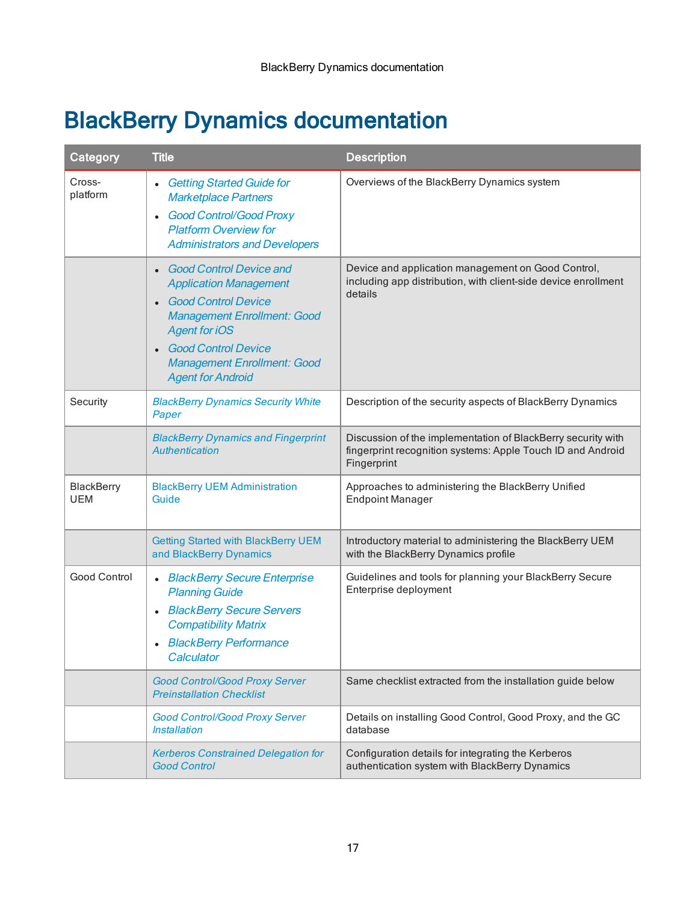# BlackBerry Dynamics documentation

| Category | Title | Description |
|---|---|---|
| Cross-platform | • *Getting Started Guide for Marketplace Partners*<br>• *Good Control/Good Proxy Platform Overview for Administrators and Developers* | Overviews of the BlackBerry Dynamics system |
| | • *Good Control Device and Application Management*<br>• *Good Control Device Management Enrollment: Good Agent for iOS*<br>• *Good Control Device Management Enrollment: Good Agent for Android* | Device and application management on Good Control, including app distribution, with client-side device enrollment details |
| Security | *BlackBerry Dynamics Security White Paper* | Description of the security aspects of BlackBerry Dynamics |
| | *BlackBerry Dynamics and Fingerprint Authentication* | Discussion of the implementation of BlackBerry security with fingerprint recognition systems: Apple Touch ID and Android Fingerprint |
| BlackBerry UEM | BlackBerry UEM Administration Guide | Approaches to administering the BlackBerry Unified Endpoint Manager |
| | Getting Started with BlackBerry UEM and BlackBerry Dynamics | Introductory material to administering the BlackBerry UEM with the BlackBerry Dynamics profile |
| Good Control | • *BlackBerry Secure Enterprise Planning Guide*<br>• *BlackBerry Secure Servers Compatibility Matrix*<br>• *BlackBerry Performance Calculator* | Guidelines and tools for planning your BlackBerry Secure Enterprise deployment |
| | *Good Control/Good Proxy Server Preinstallation Checklist* | Same checklist extracted from the installation guide below |
| | *Good Control/Good Proxy Server Installation* | Details on installing Good Control, Good Proxy, and the GC database |
| | *Kerberos Constrained Delegation for Good Control* | Configuration details for integrating the Kerberos authentication system with BlackBerry Dynamics |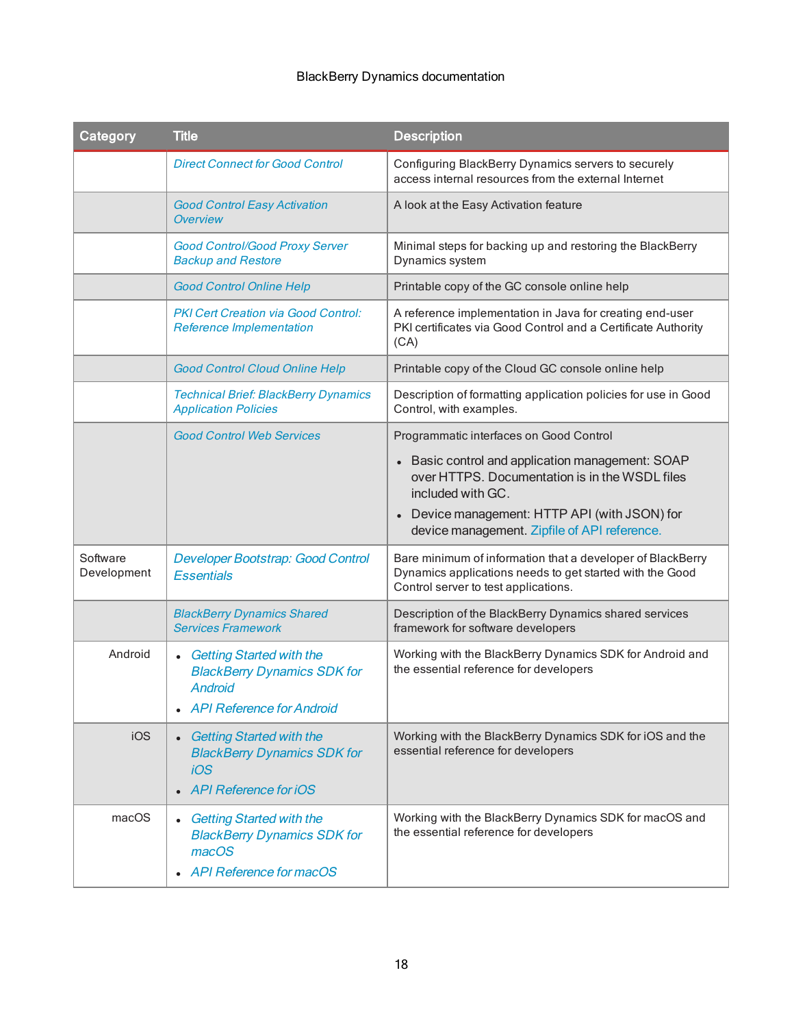BlackBerry Dynamics documentation

| Category | Title | Description |
|---|---|---|
| | *Direct Connect for Good Control* | Configuring BlackBerry Dynamics servers to securely access internal resources from the external Internet |
| | *Good Control Easy Activation Overview* | A look at the Easy Activation feature |
| | *Good Control/Good Proxy Server Backup and Restore* | Minimal steps for backing up and restoring the BlackBerry Dynamics system |
| | *Good Control Online Help* | Printable copy of the GC console online help |
| | *PKI Cert Creation via Good Control: Reference Implementation* | A reference implementation in Java for creating end-user PKI certificates via Good Control and a Certificate Authority (CA) |
| | *Good Control Cloud Online Help* | Printable copy of the Cloud GC console online help |
| | *Technical Brief: BlackBerry Dynamics Application Policies* | Description of formatting application policies for use in Good Control, with examples. |
| | *Good Control Web Services* | Programmatic interfaces on Good Control<br>• Basic control and application management: SOAP over HTTPS. Documentation is in the WSDL files included with GC.<br>• Device management: HTTP API (with JSON) for device management. Zipfile of API reference. |
| Software Development | *Developer Bootstrap: Good Control Essentials* | Bare minimum of information that a developer of BlackBerry Dynamics applications needs to get started with the Good Control server to test applications. |
| | *BlackBerry Dynamics Shared Services Framework* | Description of the BlackBerry Dynamics shared services framework for software developers |
| Android | • *Getting Started with the BlackBerry Dynamics SDK for Android*<br>• *API Reference for Android* | Working with the BlackBerry Dynamics SDK for Android and the essential reference for developers |
| iOS | • *Getting Started with the BlackBerry Dynamics SDK for iOS*<br>• *API Reference for iOS* | Working with the BlackBerry Dynamics SDK for iOS and the essential reference for developers |
| macOS | • *Getting Started with the BlackBerry Dynamics SDK for macOS*<br>• *API Reference for macOS* | Working with the BlackBerry Dynamics SDK for macOS and the essential reference for developers |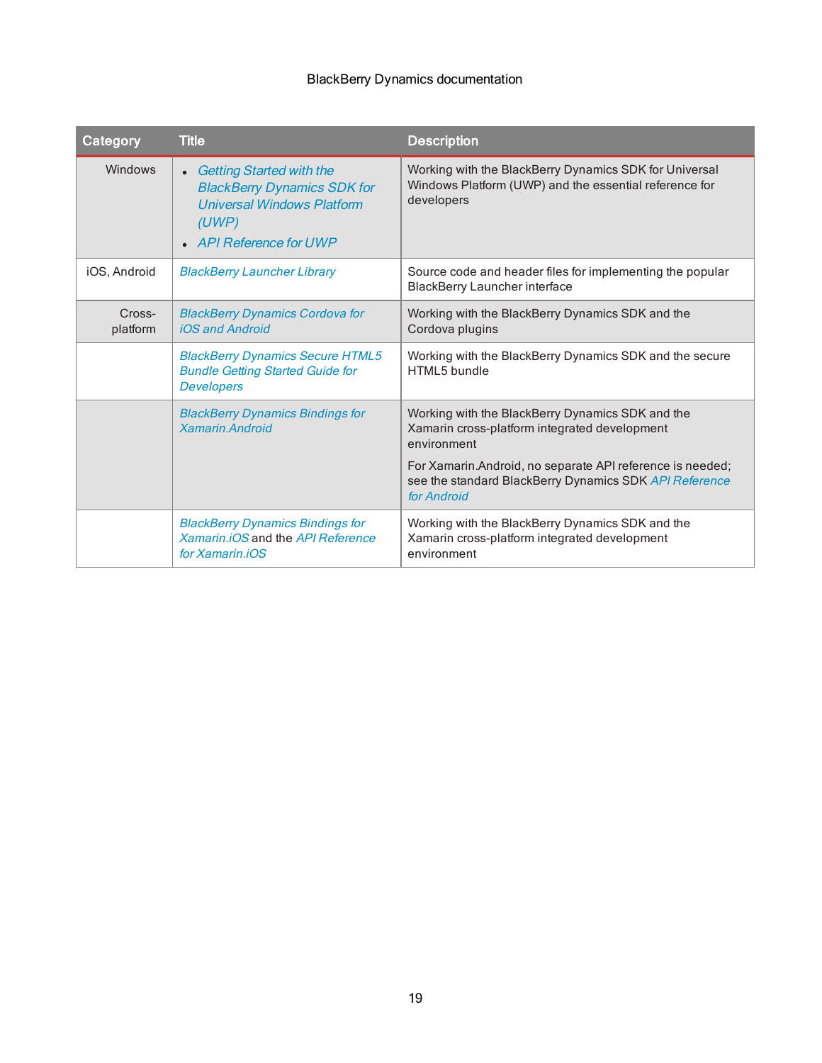| Category | Title | Description |
|---|---|---|
| Windows | • *Getting Started with the BlackBerry Dynamics SDK for Universal Windows Platform (UWP)*<br>• *API Reference for UWP* | Working with the BlackBerry Dynamics SDK for Universal Windows Platform (UWP) and the essential reference for developers |
| iOS, Android | *BlackBerry Launcher Library* | Source code and header files for implementing the popular BlackBerry Launcher interface |
| Cross-platform | *BlackBerry Dynamics Cordova for iOS and Android* | Working with the BlackBerry Dynamics SDK and the Cordova plugins |
| | *BlackBerry Dynamics Secure HTML5 Bundle Getting Started Guide for Developers* | Working with the BlackBerry Dynamics SDK and the secure HTML5 bundle |
| | *BlackBerry Dynamics Bindings for Xamarin.Android* | Working with the BlackBerry Dynamics SDK and the Xamarin cross-platform integrated development environment<br><br>For Xamarin.Android, no separate API reference is needed; see the standard BlackBerry Dynamics SDK *API Reference for Android* |
| | *BlackBerry Dynamics Bindings for Xamarin.iOS* and the *API Reference for Xamarin.iOS* | Working with the BlackBerry Dynamics SDK and the Xamarin cross-platform integrated development environment |